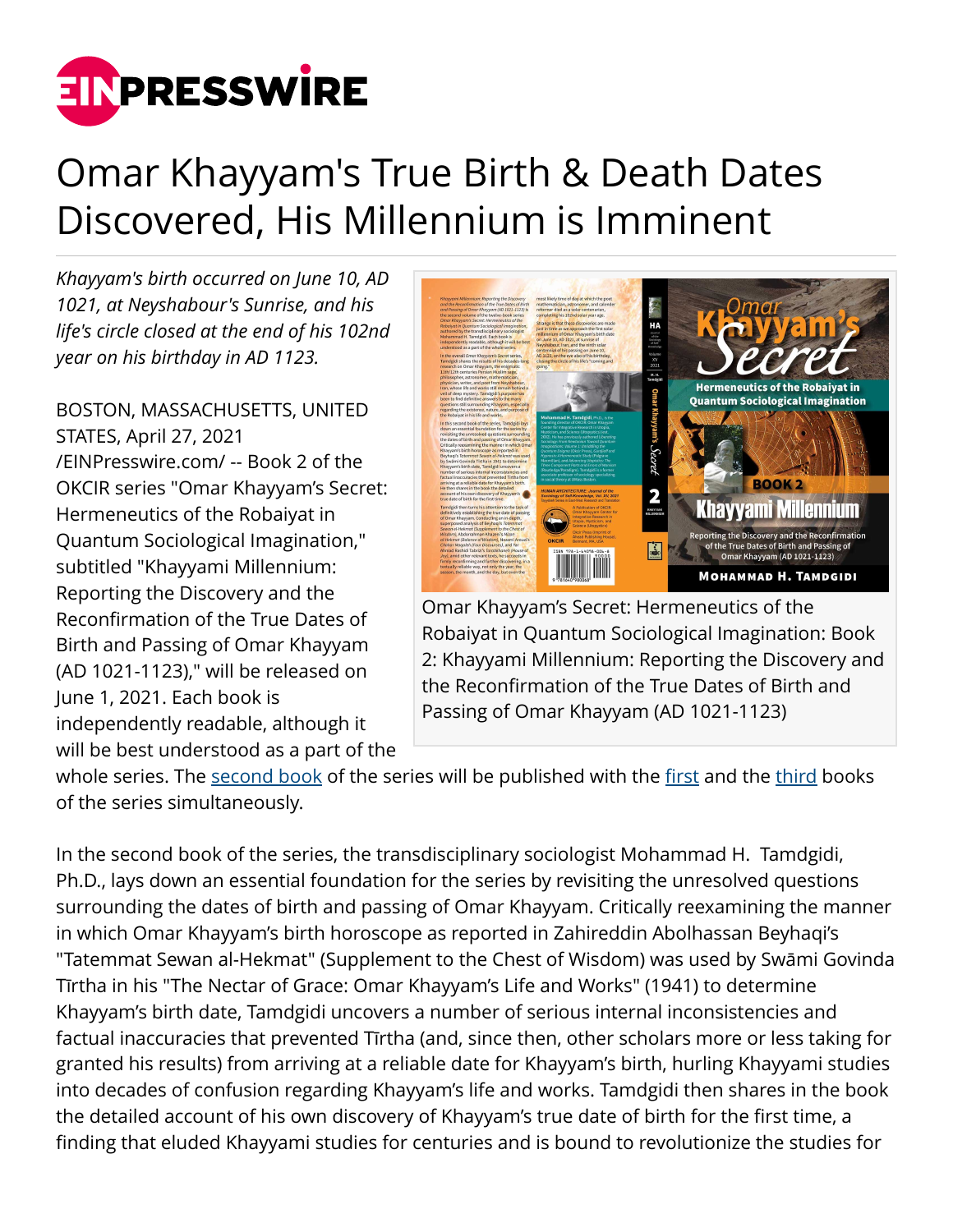# Omar Khayyam's True Birth & Death Dates Discovered, His Millennium is Imminent

*Khayyam's birth occurred on June 10, AD 1021, at Neyshabour's Sunrise, and his life's circle closed at the end of his 102nd year on his birthday in AD 1123.*

BOSTON, MASSACHUSETTS, UNITED STATES, April 27, 2021 /EINPresswire.com/ -- Book 2 of the OKCIR series "Omar Khayyam's Secret: Hermeneutics of the Robaiyat in Quantum Sociological Imagination," subtitled "Khayyami Millennium: Reporting the Discovery and the Reconfirmation of the True Dates of Birth and Passing of Omar Khayyam (AD 1021-1123)," will be released on June 1, 2021. Each book is independently readable, although it will be best understood as a part of the whole series. The second book of the series will be published with the first and the third books of the series simultaneously.

Omar Khayyam's Secret: Hermeneutics of the Robaiyat in Quantum Sociological Imagination: Book 2: Khayyami Millennium: Reporting the Discovery and the Reconfirmation of the True Dates of Birth and Passing of Omar Khayyam (AD 1021-1123)

In the second book of the series, the transdisciplinary sociologist Mohammad H. Tamdgidi, Ph.D., lays down an essential foundation for the series by revisiting the unresolved questions surrounding the dates of birth and passing of Omar Khayyam. Critically reexamining the manner in which Omar Khayyam's birth horoscope as reported in Zahireddin Abolhassan Beyhaqi's "Tatemmat Sewan al-Hekmat" (Supplement to the Chest of Wisdom) was used by Swāmi Govinda Tīrtha in his "The Nectar of Grace: Omar Khayyam's Life and Works" (1941) to determine Khayyam's birth date, Tamdgidi uncovers a number of serious internal inconsistencies and factual inaccuracies that prevented Tīrtha (and, since then, other scholars more or less taking for granted his results) from arriving at a reliable date for Khayyam's birth, hurling Khayyami studies into decades of confusion regarding Khayyam's life and works. Tamdgidi then shares in the book the detailed account of his own discovery of Khayyam's true date of birth for the first time, a finding that eluded Khayyami studies for centuries and is bound to revolutionize the studies for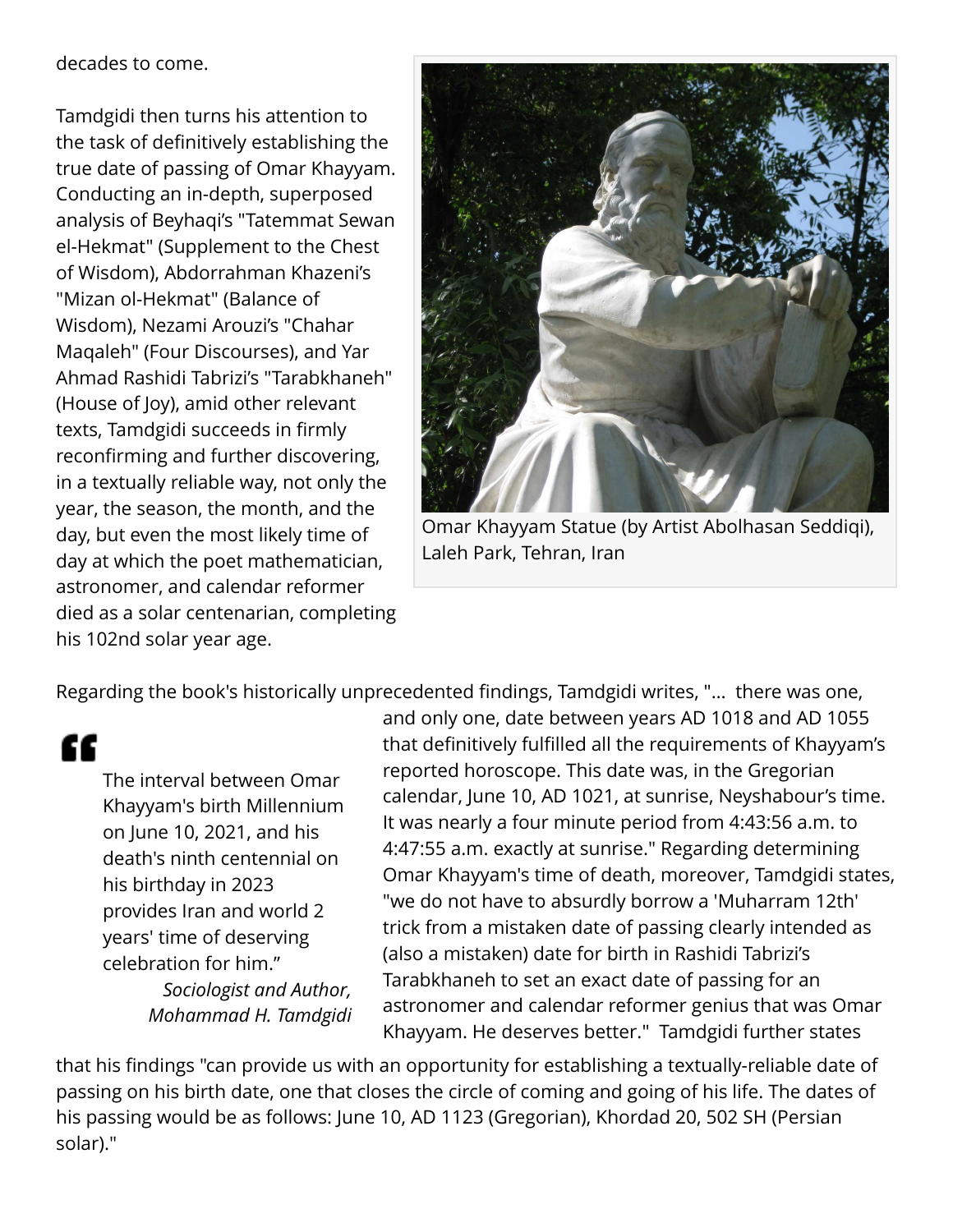decades to come.

Tamdgidi then turns his attention to the task of definitively establishing the true date of passing of Omar Khayyam. Conducting an in-depth, superposed analysis of Beyhaqi's "Tatemmat Sewan el-Hekmat" (Supplement to the Chest of Wisdom), Abdorrahman Khazeni's "Mizan ol-Hekmat" (Balance of Wisdom), Nezami Arouzi's "Chahar Maqaleh" (Four Discourses), and Yar Ahmad Rashidi Tabrizi's "Tarabkhaneh" (House of Joy), amid other relevant texts, Tamdgidi succeeds in firmly reconfirming and further discovering, in a textually reliable way, not only the year, the season, the month, and the day, but even the most likely time of day at which the poet mathematician, astronomer, and calendar reformer died as a solar centenarian, completing his 102nd solar year age.

Omar Khayyam Statue (by Artist Abolhasan Seddiqi), Laleh Park, Tehran, Iran

Regarding the book's historically unprecedented findings, Tamdgidi writes, "... there was one, and only one, date between years AD 1018 and AD 1055 that definitively fulfilled all the requirements of Khayyam's reported horoscope. This date was, in the Gregorian calendar, June 10, AD 1021, at sunrise, Neyshabour's time. It was nearly a four minute period from 4:43:56 a.m. to 4:47:55 a.m. exactly at sunrise." Regarding determining Omar Khayyam's time of death, moreover, Tamdgidi states, "we do not have to absurdly borrow a 'Muharram 12th' trick from a mistaken date of passing clearly intended as (also a mistaken) date for birth in Rashidi Tabrizi's Tarabkhaneh to set an exact date of passing for an astronomer and calendar reformer genius that was Omar Khayyam. He deserves better." Tamdgidi further states that his findings "can provide us with an opportunity for establishing a textually-reliable date of passing on his birth date, one that closes the circle of coming and going of his life. The dates of his passing would be as follows: June 10, AD 1123 (Gregorian), Khordad 20, 502 SH (Persian solar)."

> The interval between Omar Khayyam's birth Millennium on June 10, 2021, and his death's ninth centennial on his birthday in 2023 provides Iran and world 2 years' time of deserving celebration for him."
>
> *Sociologist and Author, Mohammad H. Tamdgidi*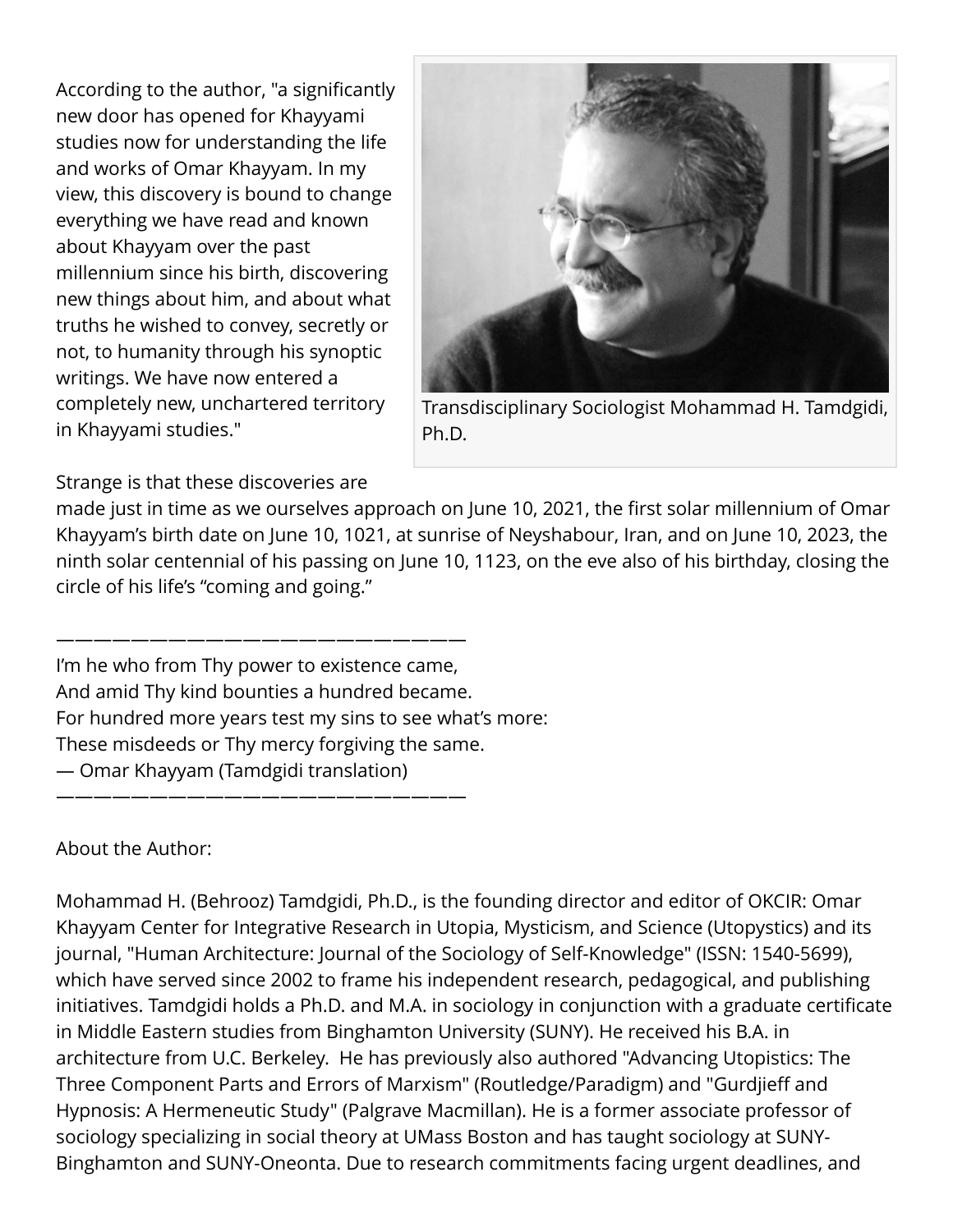According to the author, "a significantly new door has opened for Khayyami studies now for understanding the life and works of Omar Khayyam. In my view, this discovery is bound to change everything we have read and known about Khayyam over the past millennium since his birth, discovering new things about him, and about what truths he wished to convey, secretly or not, to humanity through his synoptic writings. We have now entered a completely new, unchartered territory in Khayyami studies."

Transdisciplinary Sociologist Mohammad H. Tamdgidi, Ph.D.

Strange is that these discoveries are made just in time as we ourselves approach on June 10, 2021, the first solar millennium of Omar Khayyam's birth date on June 10, 1021, at sunrise of Neyshabour, Iran, and on June 10, 2023, the ninth solar centennial of his passing on June 10, 1123, on the eve also of his birthday, closing the circle of his life's "coming and going."

———————————————————————————

I'm he who from Thy power to existence came,
And amid Thy kind bounties a hundred became.
For hundred more years test my sins to see what's more:
These misdeeds or Thy mercy forgiving the same.
— Omar Khayyam (Tamdgidi translation)

———————————————————————————

About the Author:

Mohammad H. (Behrooz) Tamdgidi, Ph.D., is the founding director and editor of OKCIR: Omar Khayyam Center for Integrative Research in Utopia, Mysticism, and Science (Utopystics) and its journal, "Human Architecture: Journal of the Sociology of Self-Knowledge" (ISSN: 1540-5699), which have served since 2002 to frame his independent research, pedagogical, and publishing initiatives. Tamdgidi holds a Ph.D. and M.A. in sociology in conjunction with a graduate certificate in Middle Eastern studies from Binghamton University (SUNY). He received his B.A. in architecture from U.C. Berkeley. He has previously also authored "Advancing Utopistics: The Three Component Parts and Errors of Marxism" (Routledge/Paradigm) and "Gurdjieff and Hypnosis: A Hermeneutic Study" (Palgrave Macmillan). He is a former associate professor of sociology specializing in social theory at UMass Boston and has taught sociology at SUNY-Binghamton and SUNY-Oneonta. Due to research commitments facing urgent deadlines, and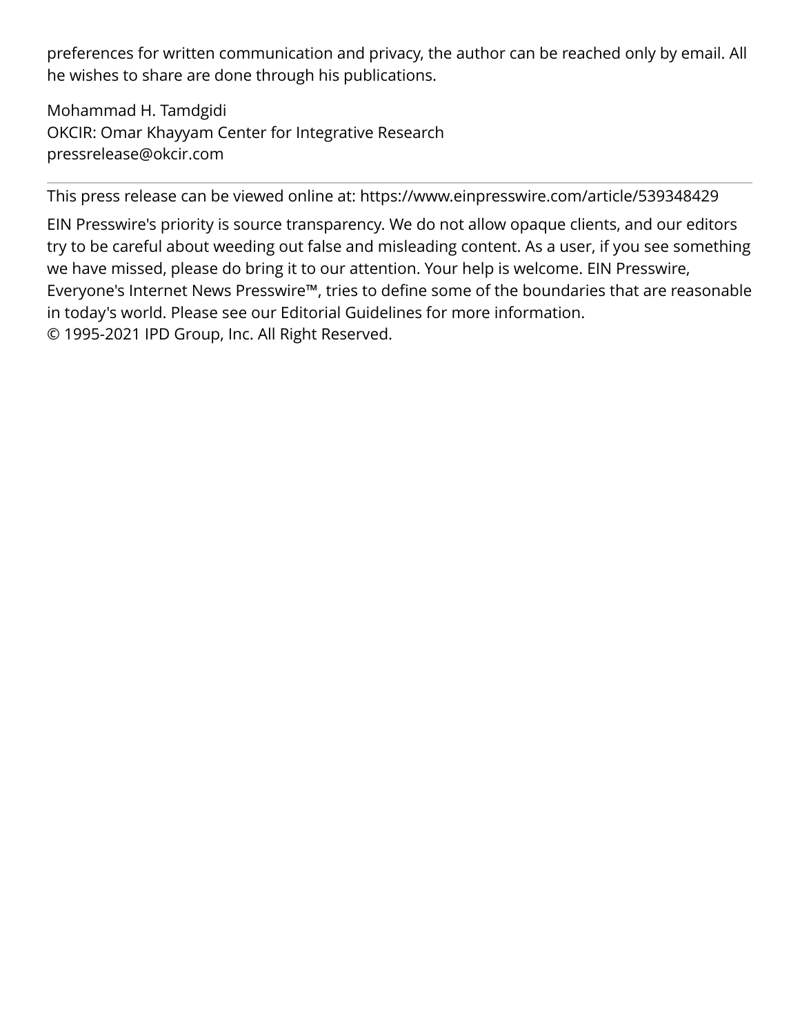preferences for written communication and privacy, the author can be reached only by email. All he wishes to share are done through his publications.

Mohammad H. Tamdgidi
OKCIR: Omar Khayyam Center for Integrative Research
pressrelease@okcir.com

---

This press release can be viewed online at: https://www.einpresswire.com/article/539348429

EIN Presswire's priority is source transparency. We do not allow opaque clients, and our editors try to be careful about weeding out false and misleading content. As a user, if you see something we have missed, please do bring it to our attention. Your help is welcome. EIN Presswire, Everyone's Internet News Presswire™, tries to define some of the boundaries that are reasonable in today's world. Please see our Editorial Guidelines for more information.
© 1995-2021 IPD Group, Inc. All Right Reserved.